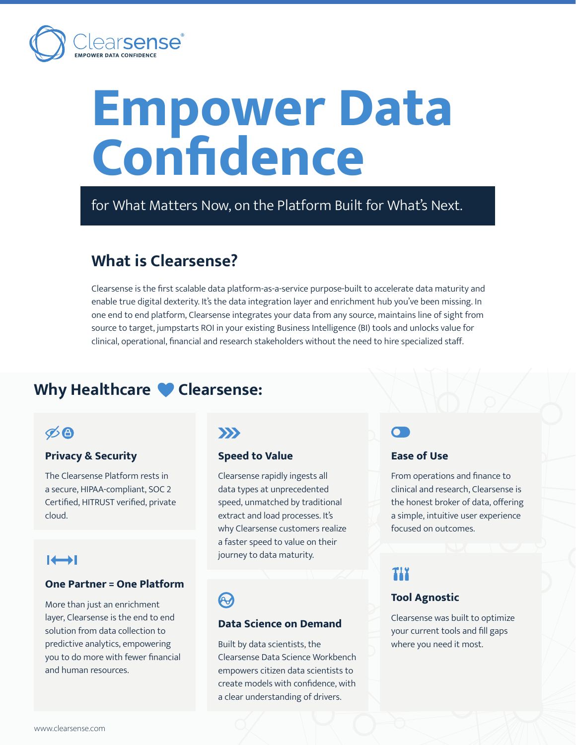Clearsense
EMPOWER DATA CONFIDENCE

# Empower Data Confidence

for What Matters Now, on the Platform Built for What's Next.

## What is Clearsense?

Clearsense is the first scalable data platform-as-a-service purpose-built to accelerate data maturity and enable true digital dexterity. It's the data integration layer and enrichment hub you've been missing. In one end to end platform, Clearsense integrates your data from any source, maintains line of sight from source to target, jumpstarts ROI in your existing Business Intelligence (BI) tools and unlocks value for clinical, operational, financial and research stakeholders without the need to hire specialized staff.

## Why Healthcare ❤ Clearsense:

### Privacy & Security

The Clearsense Platform rests in a secure, HIPAA-compliant, SOC 2 Certified, HITRUST verified, private cloud.

### One Partner = One Platform

More than just an enrichment layer, Clearsense is the end to end solution from data collection to predictive analytics, empowering you to do more with fewer financial and human resources.

### Speed to Value

Clearsense rapidly ingests all data types at unprecedented speed, unmatched by traditional extract and load processes. It's why Clearsense customers realize a faster speed to value on their journey to data maturity.

### Data Science on Demand

Built by data scientists, the Clearsense Data Science Workbench empowers citizen data scientists to create models with confidence, with a clear understanding of drivers.

### Ease of Use

From operations and finance to clinical and research, Clearsense is the honest broker of data, offering a simple, intuitive user experience focused on outcomes.

### Tool Agnostic

Clearsense was built to optimize your current tools and fill gaps where you need it most.

www.clearsense.com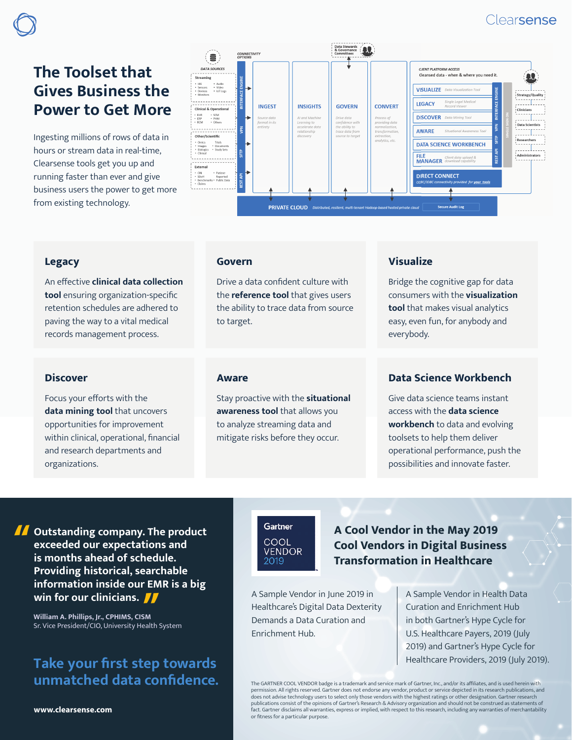# The Toolset that Gives Business the Power to Get More

Ingesting millions of rows of data in hours or stream data in real-time, Clearsense tools get you up and running faster than ever and give business users the power to get more from existing technology.

DATA SOURCES

CONNECTIVITY OPTIONS

Streaming
- HIE
- Sensors
- Devices
- Monitors
- Audio
- Video
- IoT Logs

Clinical & Operational
- EHR
- ERP
- RCM
- SCM
- PHM
- Others

Other/Scientific
- Omics
- Images
- Biologics
- Clinical
- Trials
- Documents
- Study Sets

External
- CIN
- SDoH
- Benchmarks
- Claims
- Patient-Reported
- Public Data

INTERFACE ENGINE

VPN

SFTP

REST API

Data Stewards & Governance Committees

INGEST
Source data format in its entirety

INSIGHTS
AI and Machine Learning to accelerate data relationship discovery

GOVERN
Drive data confidence with the ability to trace data from source to target

CONVERT
Process of providing data normalization, transformation, extraction, analytics, etc.

CLIENT PLATFORM ACCESS
Cleansed data - when & where you need it.

VISUALIZE Data Visualization Tool

LEGACY Single Legal Medical Record Viewer

DISCOVER Data Mining Tool

AWARE Situational Awareness Tool

DATA SCIENCE WORKBENCH

FILE MANAGER Client data upload & download capability

DIRECT CONNECT
ODBC/JDBC connectivity provided for your tools

INTERFACE ENGINE

VPN

SFTP

REST API

SINGLE SIGN ON

Strategy/Quality

Clinicians

Data Scientists

Researchers

Administrators

PRIVATE CLOUD Distributed, resilient, multi-tenant Hadoop-based hosted private cloud

Secure Audit Log

### Legacy

An effective **clinical data collection tool** ensuring organization-specific retention schedules are adhered to paving the way to a vital medical records management process.

### Govern

Drive a data confident culture with the **reference tool** that gives users the ability to trace data from source to target.

### Visualize

Bridge the cognitive gap for data consumers with the **visualization tool** that makes visual analytics easy, even fun, for anybody and everybody.

### Discover

Focus your efforts with the **data mining tool** that uncovers opportunities for improvement within clinical, operational, financial and research departments and organizations.

### Aware

Stay proactive with the **situational awareness tool** that allows you to analyze streaming data and mitigate risks before they occur.

### Data Science Workbench

Give data science teams instant access with the **data science workbench** to data and evolving toolsets to help them deliver operational performance, push the possibilities and innovate faster.

**"Outstanding company. The product exceeded our expectations and is months ahead of schedule. Providing historical, searchable information inside our EMR is a big win for our clinicians."**

**William A. Phillips, Jr., CPHIMS, CISM**
Sr. Vice President/CIO, University Health System

## Take your first step towards unmatched data confidence.

**www.clearsense.com**

Gartner COOL VENDOR 2019

### A Cool Vendor in the May 2019 Cool Vendors in Digital Business Transformation in Healthcare

A Sample Vendor in June 2019 in Healthcare's Digital Data Dexterity Demands a Data Curation and Enrichment Hub.

A Sample Vendor in Health Data Curation and Enrichment Hub in both Gartner's Hype Cycle for U.S. Healthcare Payers, 2019 (July 2019) and Gartner's Hype Cycle for Healthcare Providers, 2019 (July 2019).

The GARTNER COOL VENDOR badge is a trademark and service mark of Gartner, Inc., and/or its affiliates, and is used herein with permission. All rights reserved. Gartner does not endorse any vendor, product or service depicted in its research publications, and does not advise technology users to select only those vendors with the highest ratings or other designation. Gartner research publications consist of the opinions of Gartner's Research & Advisory organization and should not be construed as statements of fact. Gartner disclaims all warranties, express or implied, with respect to this research, including any warranties of merchantability or fitness for a particular purpose.